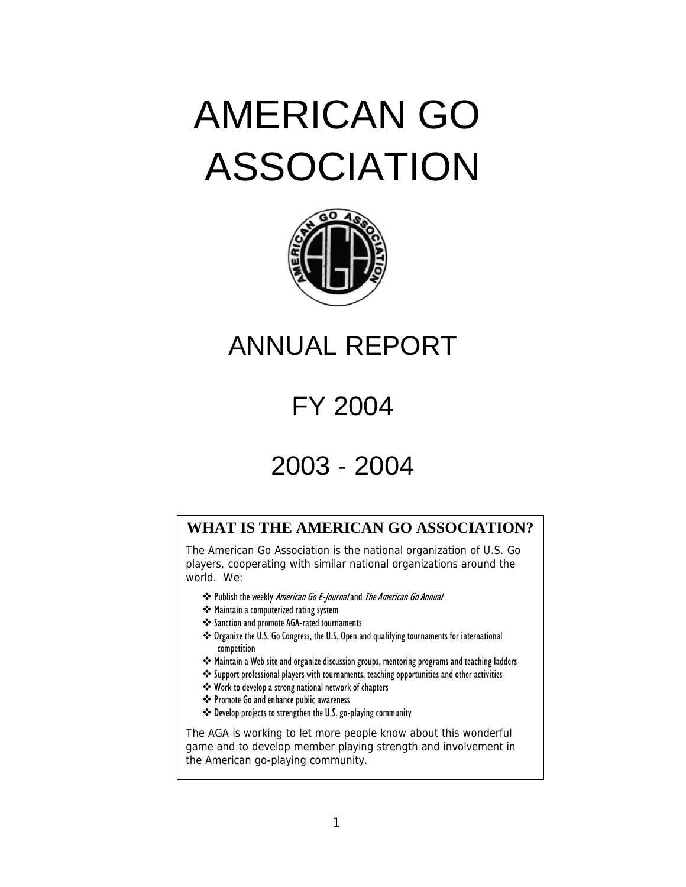# AMERICAN GO ASSOCIATION

## ANNUAL REPORT

## FY 2004

## 2003 - 2004

### WHAT IS THE AMERICAN GO ASSOCIATION?

The American Go Association is the national organization of U.S. Go players, cooperating with similar national organizations around the world. We:

- Publish the weekly *American Go E-Journal* and *The American Go Annual*
- Maintain a computerized rating system
- Sanction and promote AGA-rated tournaments
- Organize the U.S. Go Congress, the U.S. Open and qualifying tournaments for international competition
- Maintain a Web site and organize discussion groups, mentoring programs and teaching ladders
- Support professional players with tournaments, teaching opportunities and other activities
- Work to develop a strong national network of chapters
- Promote Go and enhance public awareness
- Develop projects to strengthen the U.S. go-playing community

The AGA is working to let more people know about this wonderful game and to develop member playing strength and involvement in the American go-playing community.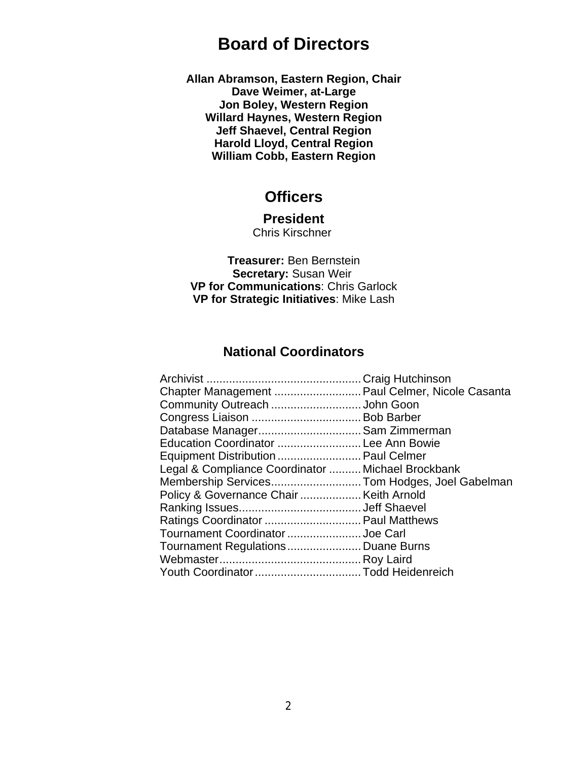# Board of Directors

**Allan Abramson, Eastern Region, Chair**
**Dave Weimer, at-Large**
**Jon Boley, Western Region**
**Willard Haynes, Western Region**
**Jeff Shaevel, Central Region**
**Harold Lloyd, Central Region**
**William Cobb, Eastern Region**

## Officers

### President

Chris Kirschner

**Treasurer:** Ben Bernstein
**Secretary:** Susan Weir
**VP for Communications**: Chris Garlock
**VP for Strategic Initiatives**: Mike Lash

## National Coordinators

Archivist ................................................ Craig Hutchinson
Chapter Management ........................... Paul Celmer, Nicole Casanta
Community Outreach ............................ John Goon
Congress Liaison .................................. Bob Barber
Database Manager................................ Sam Zimmerman
Education Coordinator .......................... Lee Ann Bowie
Equipment Distribution .......................... Paul Celmer
Legal & Compliance Coordinator .......... Michael Brockbank
Membership Services............................ Tom Hodges, Joel Gabelman
Policy & Governance Chair ................... Keith Arnold
Ranking Issues...................................... Jeff Shaevel
Ratings Coordinator .............................. Paul Matthews
Tournament Coordinator ....................... Joe Carl
Tournament Regulations....................... Duane Burns
Webmaster............................................ Roy Laird
Youth Coordinator ................................. Todd Heidenreich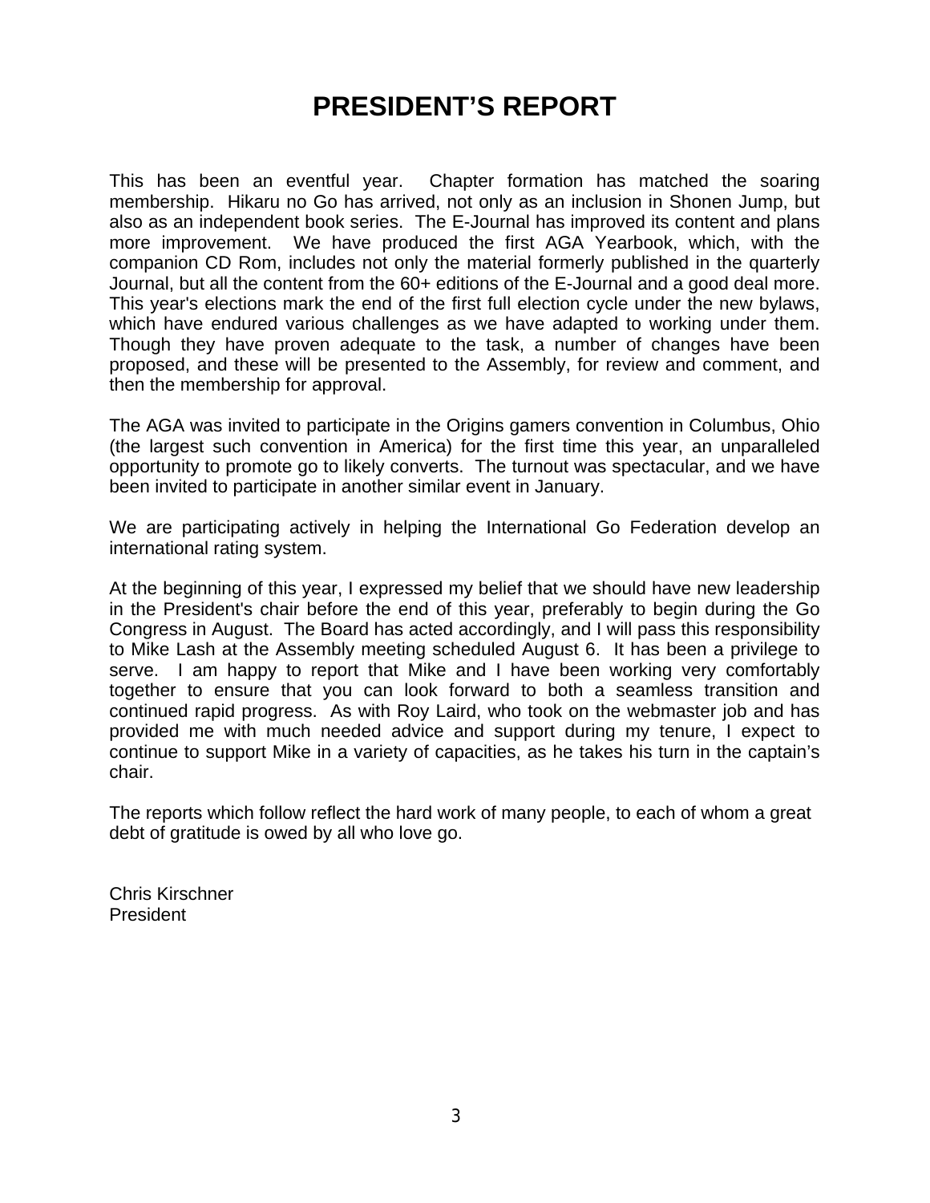# PRESIDENT'S REPORT

This has been an eventful year. Chapter formation has matched the soaring membership. Hikaru no Go has arrived, not only as an inclusion in Shonen Jump, but also as an independent book series. The E-Journal has improved its content and plans more improvement. We have produced the first AGA Yearbook, which, with the companion CD Rom, includes not only the material formerly published in the quarterly Journal, but all the content from the 60+ editions of the E-Journal and a good deal more. This year's elections mark the end of the first full election cycle under the new bylaws, which have endured various challenges as we have adapted to working under them. Though they have proven adequate to the task, a number of changes have been proposed, and these will be presented to the Assembly, for review and comment, and then the membership for approval.

The AGA was invited to participate in the Origins gamers convention in Columbus, Ohio (the largest such convention in America) for the first time this year, an unparalleled opportunity to promote go to likely converts. The turnout was spectacular, and we have been invited to participate in another similar event in January.

We are participating actively in helping the International Go Federation develop an international rating system.

At the beginning of this year, I expressed my belief that we should have new leadership in the President's chair before the end of this year, preferably to begin during the Go Congress in August. The Board has acted accordingly, and I will pass this responsibility to Mike Lash at the Assembly meeting scheduled August 6. It has been a privilege to serve. I am happy to report that Mike and I have been working very comfortably together to ensure that you can look forward to both a seamless transition and continued rapid progress. As with Roy Laird, who took on the webmaster job and has provided me with much needed advice and support during my tenure, I expect to continue to support Mike in a variety of capacities, as he takes his turn in the captain's chair.

The reports which follow reflect the hard work of many people, to each of whom a great debt of gratitude is owed by all who love go.

Chris Kirschner
President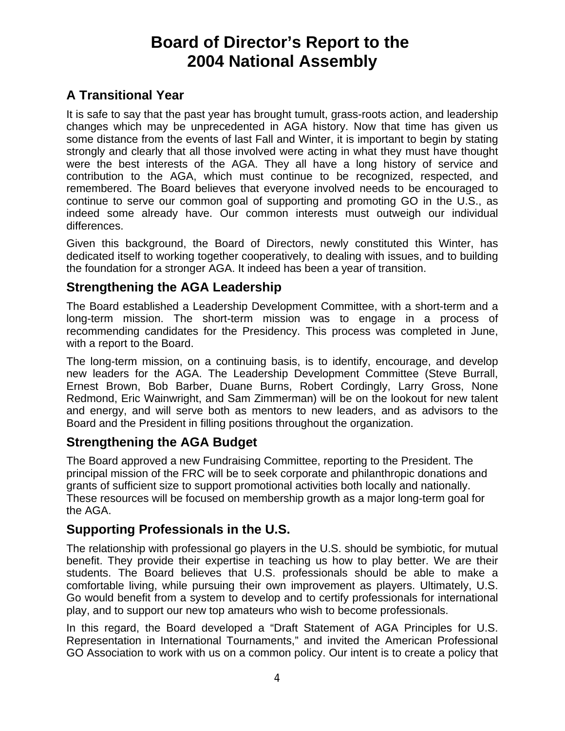# Board of Director's Report to the 2004 National Assembly

## A Transitional Year

It is safe to say that the past year has brought tumult, grass-roots action, and leadership changes which may be unprecedented in AGA history. Now that time has given us some distance from the events of last Fall and Winter, it is important to begin by stating strongly and clearly that all those involved were acting in what they must have thought were the best interests of the AGA. They all have a long history of service and contribution to the AGA, which must continue to be recognized, respected, and remembered. The Board believes that everyone involved needs to be encouraged to continue to serve our common goal of supporting and promoting GO in the U.S., as indeed some already have. Our common interests must outweigh our individual differences.

Given this background, the Board of Directors, newly constituted this Winter, has dedicated itself to working together cooperatively, to dealing with issues, and to building the foundation for a stronger AGA. It indeed has been a year of transition.

## Strengthening the AGA Leadership

The Board established a Leadership Development Committee, with a short-term and a long-term mission. The short-term mission was to engage in a process of recommending candidates for the Presidency. This process was completed in June, with a report to the Board.

The long-term mission, on a continuing basis, is to identify, encourage, and develop new leaders for the AGA. The Leadership Development Committee (Steve Burrall, Ernest Brown, Bob Barber, Duane Burns, Robert Cordingly, Larry Gross, None Redmond, Eric Wainwright, and Sam Zimmerman) will be on the lookout for new talent and energy, and will serve both as mentors to new leaders, and as advisors to the Board and the President in filling positions throughout the organization.

## Strengthening the AGA Budget

The Board approved a new Fundraising Committee, reporting to the President. The principal mission of the FRC will be to seek corporate and philanthropic donations and grants of sufficient size to support promotional activities both locally and nationally. These resources will be focused on membership growth as a major long-term goal for the AGA.

## Supporting Professionals in the U.S.

The relationship with professional go players in the U.S. should be symbiotic, for mutual benefit. They provide their expertise in teaching us how to play better. We are their students. The Board believes that U.S. professionals should be able to make a comfortable living, while pursuing their own improvement as players. Ultimately, U.S. Go would benefit from a system to develop and to certify professionals for international play, and to support our new top amateurs who wish to become professionals.

In this regard, the Board developed a "Draft Statement of AGA Principles for U.S. Representation in International Tournaments," and invited the American Professional GO Association to work with us on a common policy. Our intent is to create a policy that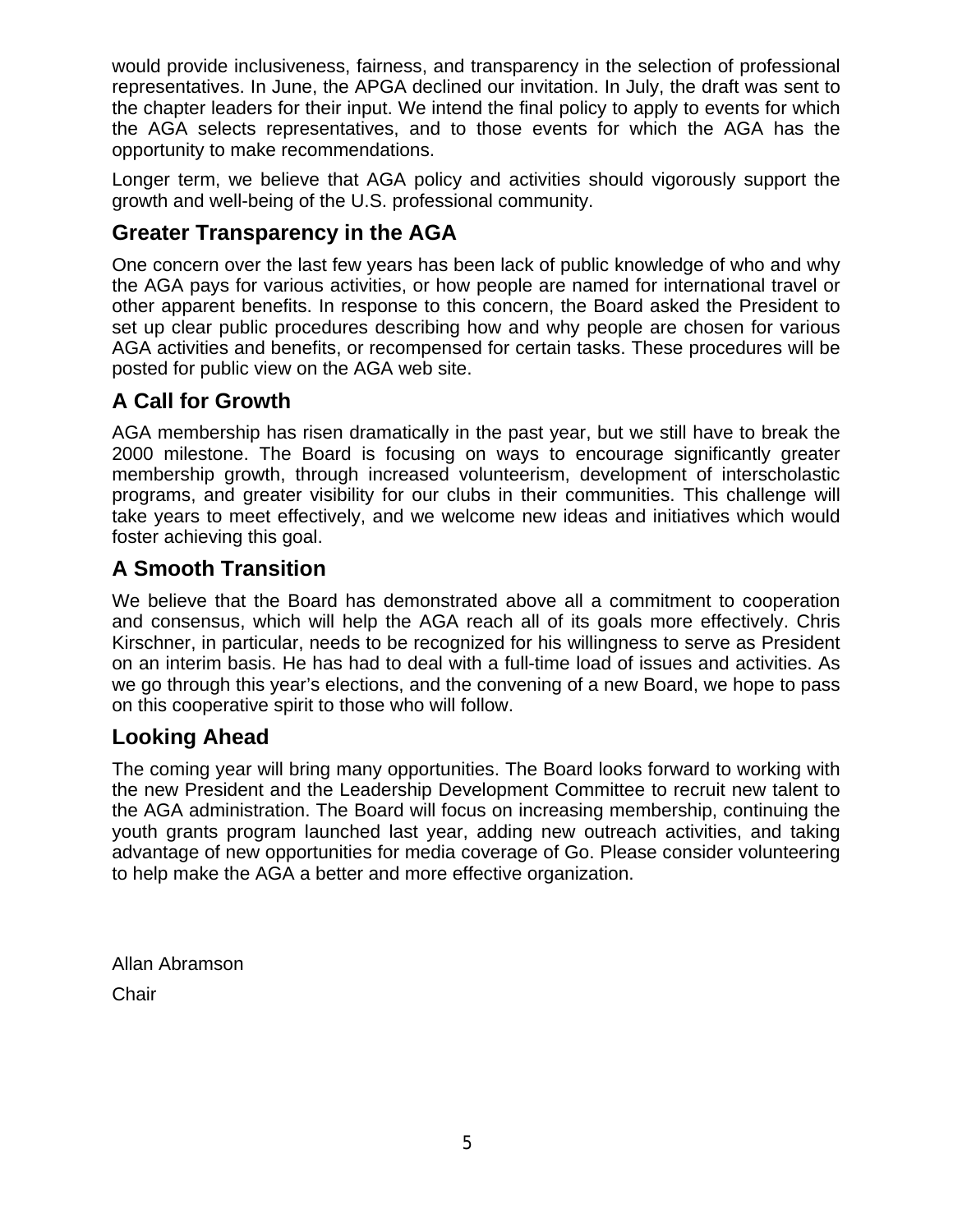would provide inclusiveness, fairness, and transparency in the selection of professional representatives. In June, the APGA declined our invitation. In July, the draft was sent to the chapter leaders for their input. We intend the final policy to apply to events for which the AGA selects representatives, and to those events for which the AGA has the opportunity to make recommendations.

Longer term, we believe that AGA policy and activities should vigorously support the growth and well-being of the U.S. professional community.

## Greater Transparency in the AGA

One concern over the last few years has been lack of public knowledge of who and why the AGA pays for various activities, or how people are named for international travel or other apparent benefits. In response to this concern, the Board asked the President to set up clear public procedures describing how and why people are chosen for various AGA activities and benefits, or recompensed for certain tasks. These procedures will be posted for public view on the AGA web site.

## A Call for Growth

AGA membership has risen dramatically in the past year, but we still have to break the 2000 milestone. The Board is focusing on ways to encourage significantly greater membership growth, through increased volunteerism, development of interscholastic programs, and greater visibility for our clubs in their communities. This challenge will take years to meet effectively, and we welcome new ideas and initiatives which would foster achieving this goal.

## A Smooth Transition

We believe that the Board has demonstrated above all a commitment to cooperation and consensus, which will help the AGA reach all of its goals more effectively. Chris Kirschner, in particular, needs to be recognized for his willingness to serve as President on an interim basis. He has had to deal with a full-time load of issues and activities. As we go through this year's elections, and the convening of a new Board, we hope to pass on this cooperative spirit to those who will follow.

## Looking Ahead

The coming year will bring many opportunities. The Board looks forward to working with the new President and the Leadership Development Committee to recruit new talent to the AGA administration. The Board will focus on increasing membership, continuing the youth grants program launched last year, adding new outreach activities, and taking advantage of new opportunities for media coverage of Go. Please consider volunteering to help make the AGA a better and more effective organization.

Allan Abramson

Chair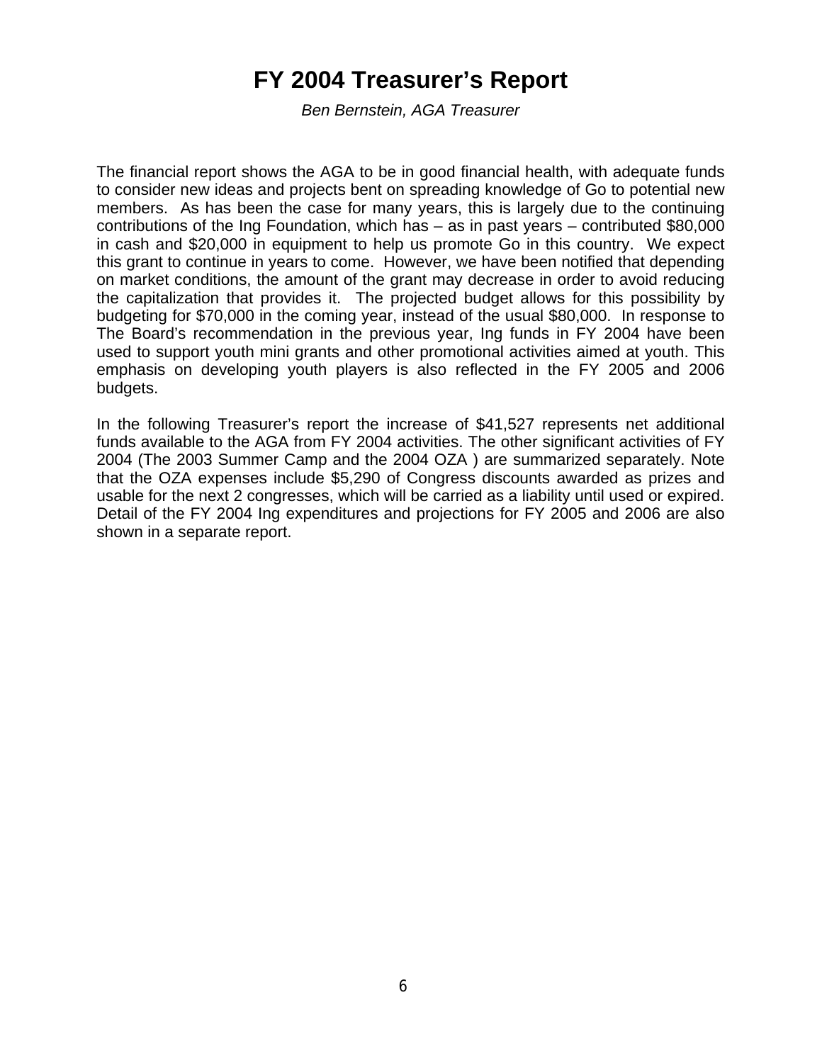# FY 2004 Treasurer's Report

*Ben Bernstein, AGA Treasurer*

The financial report shows the AGA to be in good financial health, with adequate funds to consider new ideas and projects bent on spreading knowledge of Go to potential new members. As has been the case for many years, this is largely due to the continuing contributions of the Ing Foundation, which has – as in past years – contributed $80,000 in cash and $20,000 in equipment to help us promote Go in this country. We expect this grant to continue in years to come. However, we have been notified that depending on market conditions, the amount of the grant may decrease in order to avoid reducing the capitalization that provides it. The projected budget allows for this possibility by budgeting for $70,000 in the coming year, instead of the usual $80,000. In response to The Board's recommendation in the previous year, Ing funds in FY 2004 have been used to support youth mini grants and other promotional activities aimed at youth. This emphasis on developing youth players is also reflected in the FY 2005 and 2006 budgets.

In the following Treasurer's report the increase of $41,527 represents net additional funds available to the AGA from FY 2004 activities. The other significant activities of FY 2004 (The 2003 Summer Camp and the 2004 OZA ) are summarized separately. Note that the OZA expenses include $5,290 of Congress discounts awarded as prizes and usable for the next 2 congresses, which will be carried as a liability until used or expired. Detail of the FY 2004 Ing expenditures and projections for FY 2005 and 2006 are also shown in a separate report.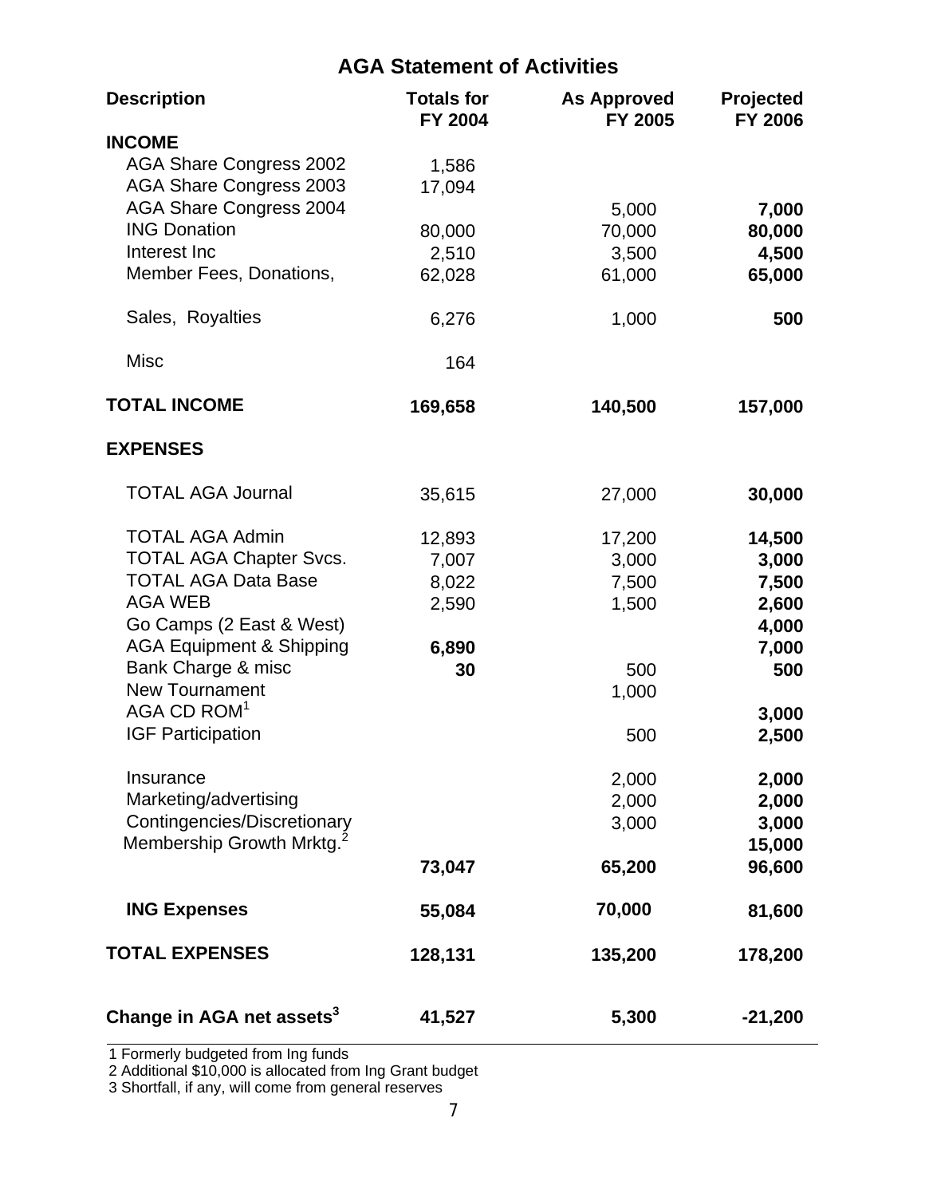## AGA Statement of Activities

| Description | Totals for FY 2004 | As Approved FY 2005 | Projected FY 2006 |
|---|---|---|---|
| **INCOME** | | | |
| AGA Share Congress 2002 | 1,586 | | |
| AGA Share Congress 2003 | 17,094 | | |
| AGA Share Congress 2004 | | 5,000 | **7,000** |
| ING Donation | 80,000 | 70,000 | **80,000** |
| Interest Inc | 2,510 | 3,500 | **4,500** |
| Member Fees, Donations, | 62,028 | 61,000 | **65,000** |
| Sales, Royalties | 6,276 | 1,000 | **500** |
| Misc | 164 | | |
| **TOTAL INCOME** | **169,658** | **140,500** | **157,000** |
| **EXPENSES** | | | |
| TOTAL AGA Journal | 35,615 | 27,000 | **30,000** |
| TOTAL AGA Admin | 12,893 | 17,200 | **14,500** |
| TOTAL AGA Chapter Svcs. | 7,007 | 3,000 | **3,000** |
| TOTAL AGA Data Base | 8,022 | 7,500 | **7,500** |
| AGA WEB | 2,590 | 1,500 | **2,600** |
| Go Camps (2 East & West) | | | **4,000** |
| AGA Equipment & Shipping | **6,890** | | **7,000** |
| Bank Charge & misc | **30** | 500 | **500** |
| New Tournament | | 1,000 | |
| AGA CD ROM[1] | | | **3,000** |
| IGF Participation | | 500 | **2,500** |
| Insurance | | 2,000 | **2,000** |
| Marketing/advertising | | 2,000 | **2,000** |
| Contingencies/Discretionary | | 3,000 | **3,000** |
| Membership Growth Mrktg.[2] | | | **15,000** |
| | **73,047** | **65,200** | **96,600** |
| **ING Expenses** | **55,084** | **70,000** | **81,600** |
| **TOTAL EXPENSES** | **128,131** | **135,200** | **178,200** |
| **Change in AGA net assets[3]** | **41,527** | **5,300** | **-21,200** |

1 Formerly budgeted from Ing funds
2 Additional $10,000 is allocated from Ing Grant budget
3 Shortfall, if any, will come from general reserves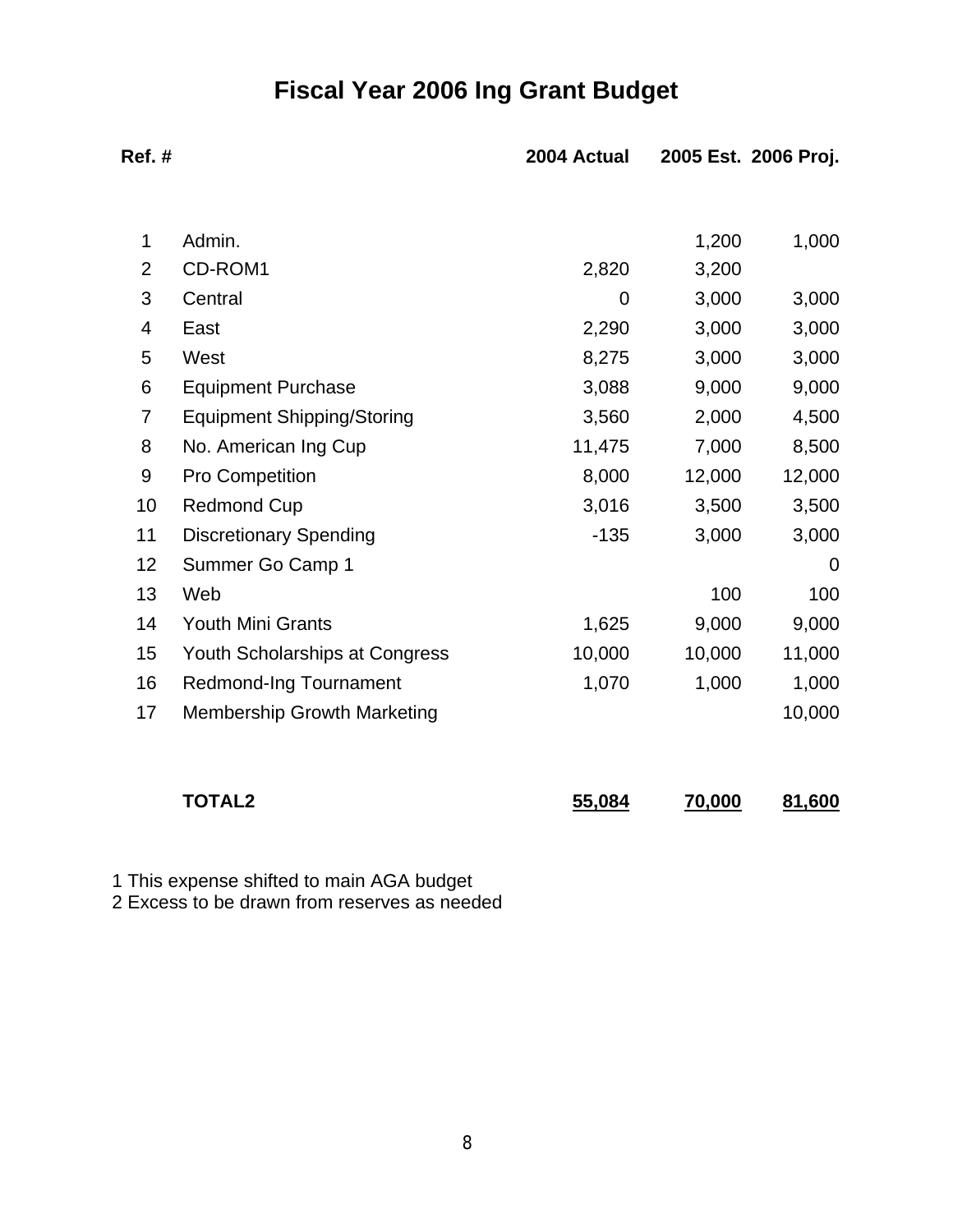# Fiscal Year 2006 Ing Grant Budget

| Ref. # | | 2004 Actual | 2005 Est. | 2006 Proj. |
|---|---|---|---|---|
| 1 | Admin. | | 1,200 | 1,000 |
| 2 | CD-ROM1 | 2,820 | 3,200 | |
| 3 | Central | 0 | 3,000 | 3,000 |
| 4 | East | 2,290 | 3,000 | 3,000 |
| 5 | West | 8,275 | 3,000 | 3,000 |
| 6 | Equipment Purchase | 3,088 | 9,000 | 9,000 |
| 7 | Equipment Shipping/Storing | 3,560 | 2,000 | 4,500 |
| 8 | No. American Ing Cup | 11,475 | 7,000 | 8,500 |
| 9 | Pro Competition | 8,000 | 12,000 | 12,000 |
| 10 | Redmond Cup | 3,016 | 3,500 | 3,500 |
| 11 | Discretionary Spending | -135 | 3,000 | 3,000 |
| 12 | Summer Go Camp 1 | | | 0 |
| 13 | Web | | 100 | 100 |
| 14 | Youth Mini Grants | 1,625 | 9,000 | 9,000 |
| 15 | Youth Scholarships at Congress | 10,000 | 10,000 | 11,000 |
| 16 | Redmond-Ing Tournament | 1,070 | 1,000 | 1,000 |
| 17 | Membership Growth Marketing | | | 10,000 |
| | **TOTAL2** | **55,084** | **70,000** | **81,600** |

1 This expense shifted to main AGA budget
2 Excess to be drawn from reserves as needed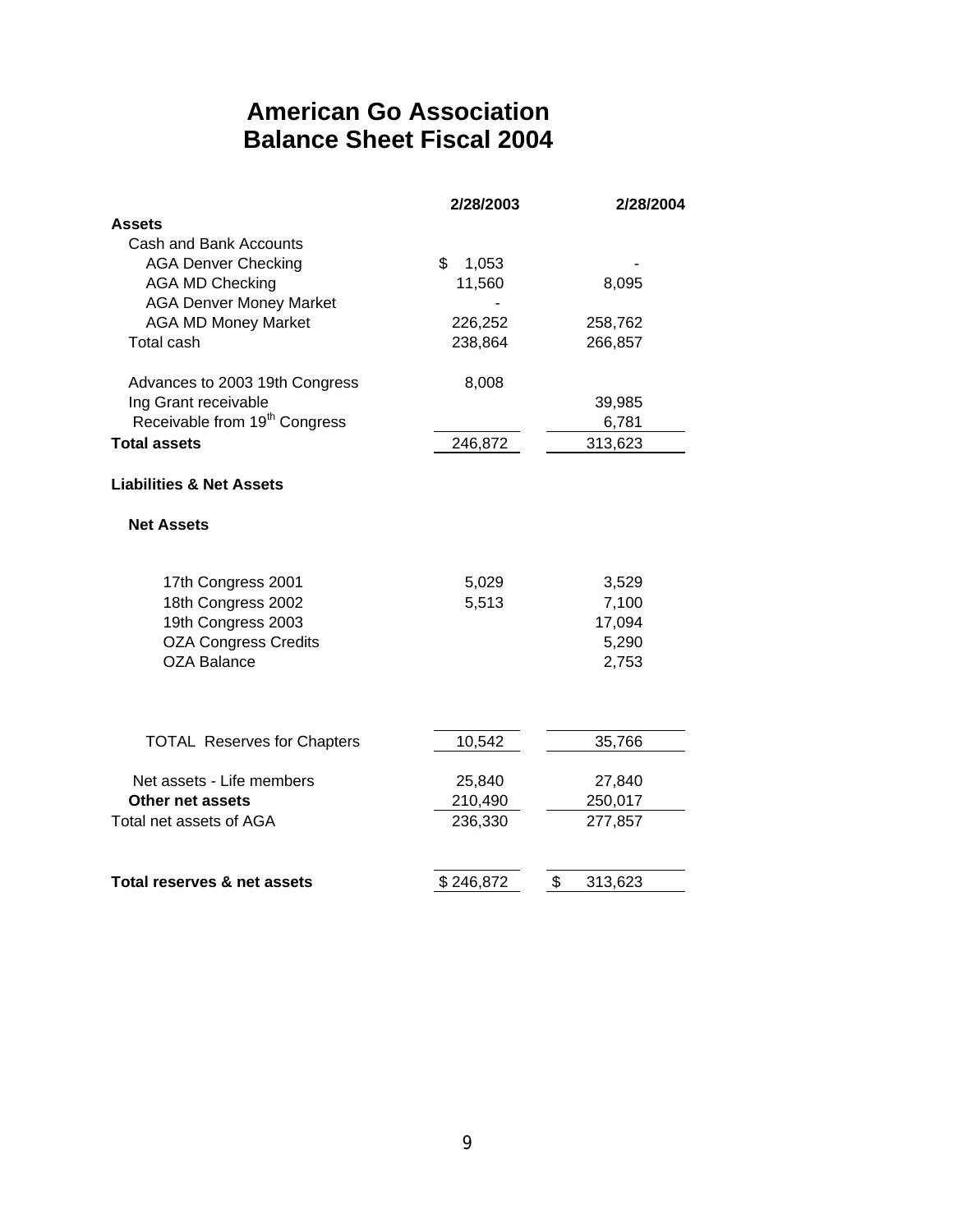# American Go Association
# Balance Sheet Fiscal 2004

| | 2/28/2003 | 2/28/2004 |
|---|---|---|
| **Assets** | | |
| Cash and Bank Accounts | | |
| AGA Denver Checking | $ 1,053 | - |
| AGA MD Checking | 11,560 | 8,095 |
| AGA Denver Money Market | - | |
| AGA MD Money Market | 226,252 | 258,762 |
| Total cash | 238,864 | 266,857 |
| | | |
| Advances to 2003 19th Congress | 8,008 | |
| Ing Grant receivable | | 39,985 |
| Receivable from 19[th] Congress | | 6,781 |
| **Total assets** | 246,872 | 313,623 |
| | | |
| **Liabilities & Net Assets** | | |
| | | |
| **Net Assets** | | |
| | | |
| 17th Congress 2001 | 5,029 | 3,529 |
| 18th Congress 2002 | 5,513 | 7,100 |
| 19th Congress 2003 | | 17,094 |
| OZA Congress Credits | | 5,290 |
| OZA Balance | | 2,753 |
| | | |
| TOTAL Reserves for Chapters | 10,542 | 35,766 |
| | | |
| Net assets - Life members | 25,840 | 27,840 |
| **Other net assets** | 210,490 | 250,017 |
| Total net assets of AGA | 236,330 | 277,857 |
| | | |
| **Total reserves & net assets** | $ 246,872 | $ 313,623 |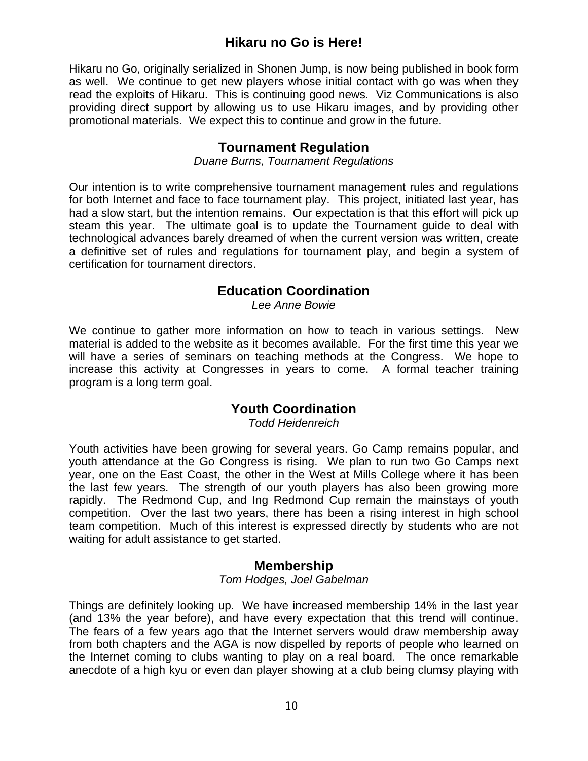## Hikaru no Go is Here!

Hikaru no Go, originally serialized in Shonen Jump, is now being published in book form as well. We continue to get new players whose initial contact with go was when they read the exploits of Hikaru. This is continuing good news. Viz Communications is also providing direct support by allowing us to use Hikaru images, and by providing other promotional materials. We expect this to continue and grow in the future.

## Tournament Regulation

*Duane Burns, Tournament Regulations*

Our intention is to write comprehensive tournament management rules and regulations for both Internet and face to face tournament play. This project, initiated last year, has had a slow start, but the intention remains. Our expectation is that this effort will pick up steam this year. The ultimate goal is to update the Tournament guide to deal with technological advances barely dreamed of when the current version was written, create a definitive set of rules and regulations for tournament play, and begin a system of certification for tournament directors.

## Education Coordination

*Lee Anne Bowie*

We continue to gather more information on how to teach in various settings. New material is added to the website as it becomes available. For the first time this year we will have a series of seminars on teaching methods at the Congress. We hope to increase this activity at Congresses in years to come. A formal teacher training program is a long term goal.

## Youth Coordination

*Todd Heidenreich*

Youth activities have been growing for several years. Go Camp remains popular, and youth attendance at the Go Congress is rising. We plan to run two Go Camps next year, one on the East Coast, the other in the West at Mills College where it has been the last few years. The strength of our youth players has also been growing more rapidly. The Redmond Cup, and Ing Redmond Cup remain the mainstays of youth competition. Over the last two years, there has been a rising interest in high school team competition. Much of this interest is expressed directly by students who are not waiting for adult assistance to get started.

## Membership

*Tom Hodges, Joel Gabelman*

Things are definitely looking up. We have increased membership 14% in the last year (and 13% the year before), and have every expectation that this trend will continue. The fears of a few years ago that the Internet servers would draw membership away from both chapters and the AGA is now dispelled by reports of people who learned on the Internet coming to clubs wanting to play on a real board. The once remarkable anecdote of a high kyu or even dan player showing at a club being clumsy playing with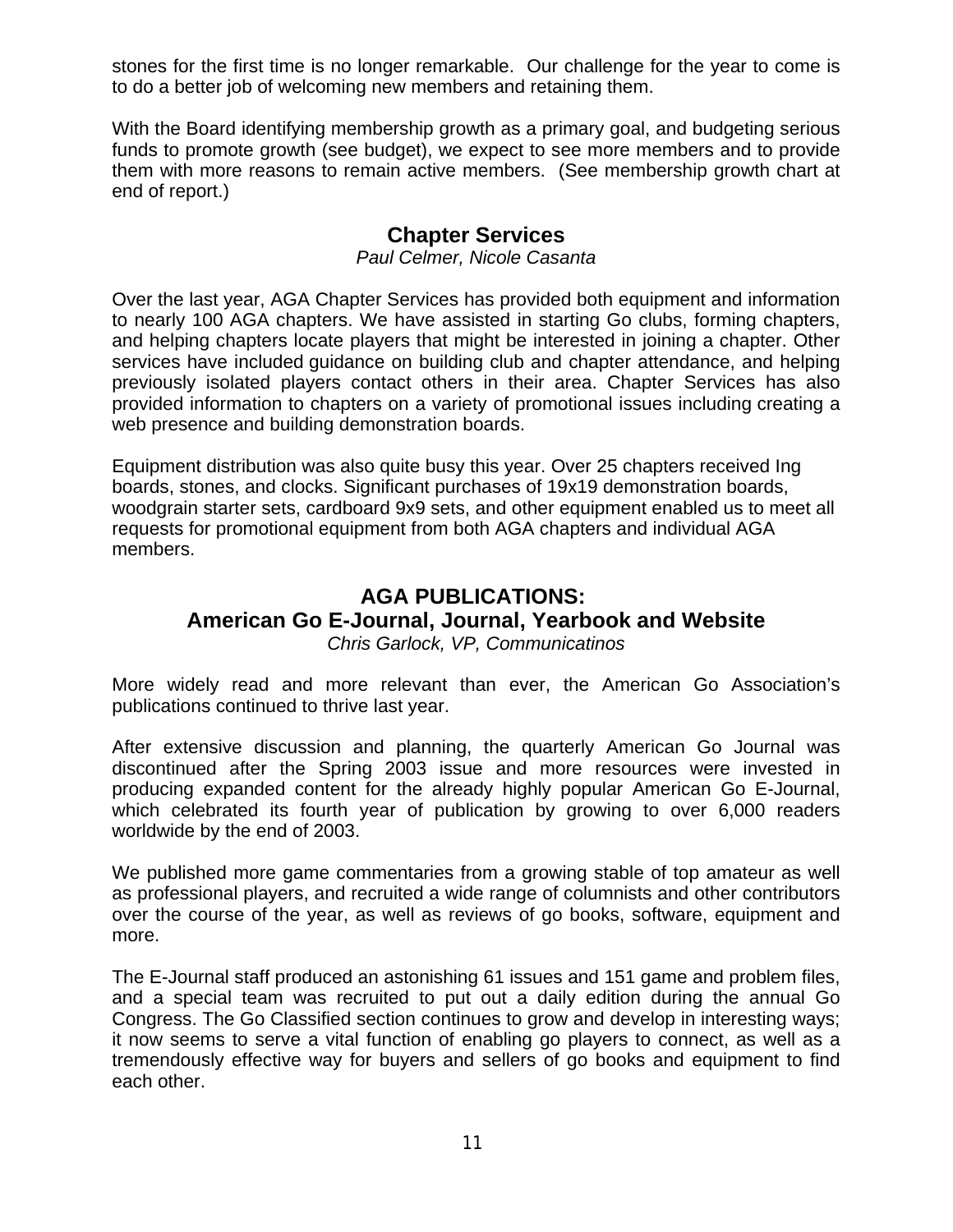stones for the first time is no longer remarkable. Our challenge for the year to come is to do a better job of welcoming new members and retaining them.

With the Board identifying membership growth as a primary goal, and budgeting serious funds to promote growth (see budget), we expect to see more members and to provide them with more reasons to remain active members. (See membership growth chart at end of report.)

## Chapter Services

*Paul Celmer, Nicole Casanta*

Over the last year, AGA Chapter Services has provided both equipment and information to nearly 100 AGA chapters. We have assisted in starting Go clubs, forming chapters, and helping chapters locate players that might be interested in joining a chapter. Other services have included guidance on building club and chapter attendance, and helping previously isolated players contact others in their area. Chapter Services has also provided information to chapters on a variety of promotional issues including creating a web presence and building demonstration boards.

Equipment distribution was also quite busy this year. Over 25 chapters received Ing boards, stones, and clocks. Significant purchases of 19x19 demonstration boards, woodgrain starter sets, cardboard 9x9 sets, and other equipment enabled us to meet all requests for promotional equipment from both AGA chapters and individual AGA members.

## AGA PUBLICATIONS: American Go E-Journal, Journal, Yearbook and Website

*Chris Garlock, VP, Communicatinos*

More widely read and more relevant than ever, the American Go Association's publications continued to thrive last year.

After extensive discussion and planning, the quarterly American Go Journal was discontinued after the Spring 2003 issue and more resources were invested in producing expanded content for the already highly popular American Go E-Journal, which celebrated its fourth year of publication by growing to over 6,000 readers worldwide by the end of 2003.

We published more game commentaries from a growing stable of top amateur as well as professional players, and recruited a wide range of columnists and other contributors over the course of the year, as well as reviews of go books, software, equipment and more.

The E-Journal staff produced an astonishing 61 issues and 151 game and problem files, and a special team was recruited to put out a daily edition during the annual Go Congress. The Go Classified section continues to grow and develop in interesting ways; it now seems to serve a vital function of enabling go players to connect, as well as a tremendously effective way for buyers and sellers of go books and equipment to find each other.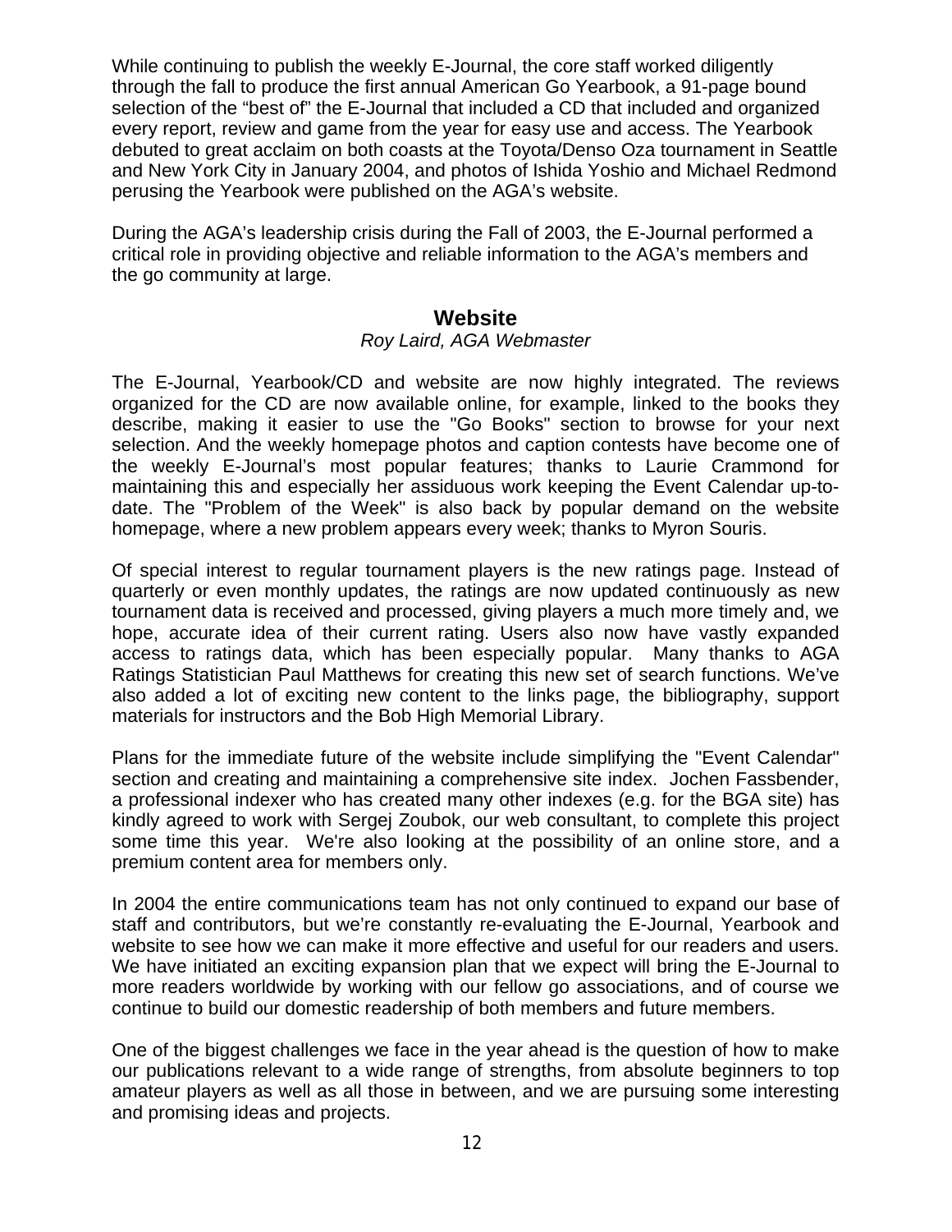While continuing to publish the weekly E-Journal, the core staff worked diligently through the fall to produce the first annual American Go Yearbook, a 91-page bound selection of the "best of" the E-Journal that included a CD that included and organized every report, review and game from the year for easy use and access. The Yearbook debuted to great acclaim on both coasts at the Toyota/Denso Oza tournament in Seattle and New York City in January 2004, and photos of Ishida Yoshio and Michael Redmond perusing the Yearbook were published on the AGA's website.

During the AGA's leadership crisis during the Fall of 2003, the E-Journal performed a critical role in providing objective and reliable information to the AGA's members and the go community at large.

## Website

*Roy Laird, AGA Webmaster*

The E-Journal, Yearbook/CD and website are now highly integrated. The reviews organized for the CD are now available online, for example, linked to the books they describe, making it easier to use the "Go Books" section to browse for your next selection. And the weekly homepage photos and caption contests have become one of the weekly E-Journal's most popular features; thanks to Laurie Crammond for maintaining this and especially her assiduous work keeping the Event Calendar up-to-date. The "Problem of the Week" is also back by popular demand on the website homepage, where a new problem appears every week; thanks to Myron Souris.

Of special interest to regular tournament players is the new ratings page. Instead of quarterly or even monthly updates, the ratings are now updated continuously as new tournament data is received and processed, giving players a much more timely and, we hope, accurate idea of their current rating. Users also now have vastly expanded access to ratings data, which has been especially popular. Many thanks to AGA Ratings Statistician Paul Matthews for creating this new set of search functions. We've also added a lot of exciting new content to the links page, the bibliography, support materials for instructors and the Bob High Memorial Library.

Plans for the immediate future of the website include simplifying the "Event Calendar" section and creating and maintaining a comprehensive site index. Jochen Fassbender, a professional indexer who has created many other indexes (e.g. for the BGA site) has kindly agreed to work with Sergej Zoubok, our web consultant, to complete this project some time this year. We're also looking at the possibility of an online store, and a premium content area for members only.

In 2004 the entire communications team has not only continued to expand our base of staff and contributors, but we're constantly re-evaluating the E-Journal, Yearbook and website to see how we can make it more effective and useful for our readers and users. We have initiated an exciting expansion plan that we expect will bring the E-Journal to more readers worldwide by working with our fellow go associations, and of course we continue to build our domestic readership of both members and future members.

One of the biggest challenges we face in the year ahead is the question of how to make our publications relevant to a wide range of strengths, from absolute beginners to top amateur players as well as all those in between, and we are pursuing some interesting and promising ideas and projects.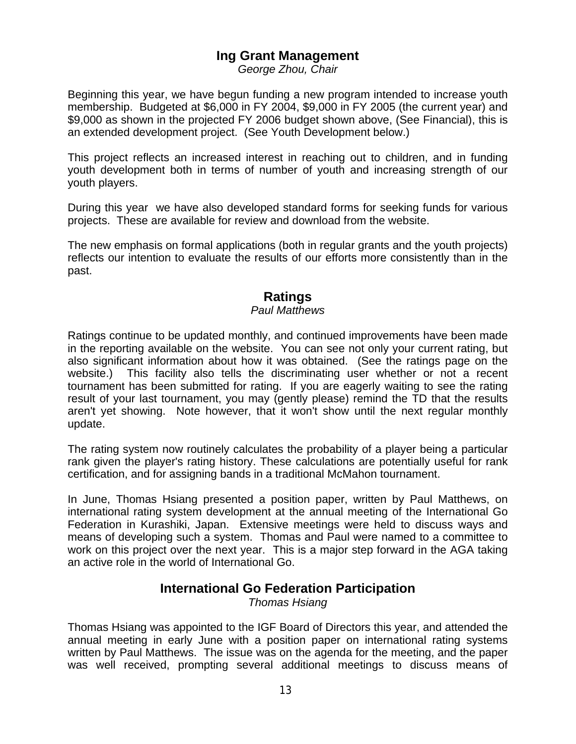## Ing Grant Management

*George Zhou, Chair*

Beginning this year, we have begun funding a new program intended to increase youth membership. Budgeted at $6,000 in FY 2004, $9,000 in FY 2005 (the current year) and $9,000 as shown in the projected FY 2006 budget shown above, (See Financial), this is an extended development project. (See Youth Development below.)

This project reflects an increased interest in reaching out to children, and in funding youth development both in terms of number of youth and increasing strength of our youth players.

During this year we have also developed standard forms for seeking funds for various projects. These are available for review and download from the website.

The new emphasis on formal applications (both in regular grants and the youth projects) reflects our intention to evaluate the results of our efforts more consistently than in the past.

## Ratings

*Paul Matthews*

Ratings continue to be updated monthly, and continued improvements have been made in the reporting available on the website. You can see not only your current rating, but also significant information about how it was obtained. (See the ratings page on the website.) This facility also tells the discriminating user whether or not a recent tournament has been submitted for rating. If you are eagerly waiting to see the rating result of your last tournament, you may (gently please) remind the TD that the results aren't yet showing. Note however, that it won't show until the next regular monthly update.

The rating system now routinely calculates the probability of a player being a particular rank given the player's rating history. These calculations are potentially useful for rank certification, and for assigning bands in a traditional McMahon tournament.

In June, Thomas Hsiang presented a position paper, written by Paul Matthews, on international rating system development at the annual meeting of the International Go Federation in Kurashiki, Japan. Extensive meetings were held to discuss ways and means of developing such a system. Thomas and Paul were named to a committee to work on this project over the next year. This is a major step forward in the AGA taking an active role in the world of International Go.

## International Go Federation Participation

*Thomas Hsiang*

Thomas Hsiang was appointed to the IGF Board of Directors this year, and attended the annual meeting in early June with a position paper on international rating systems written by Paul Matthews. The issue was on the agenda for the meeting, and the paper was well received, prompting several additional meetings to discuss means of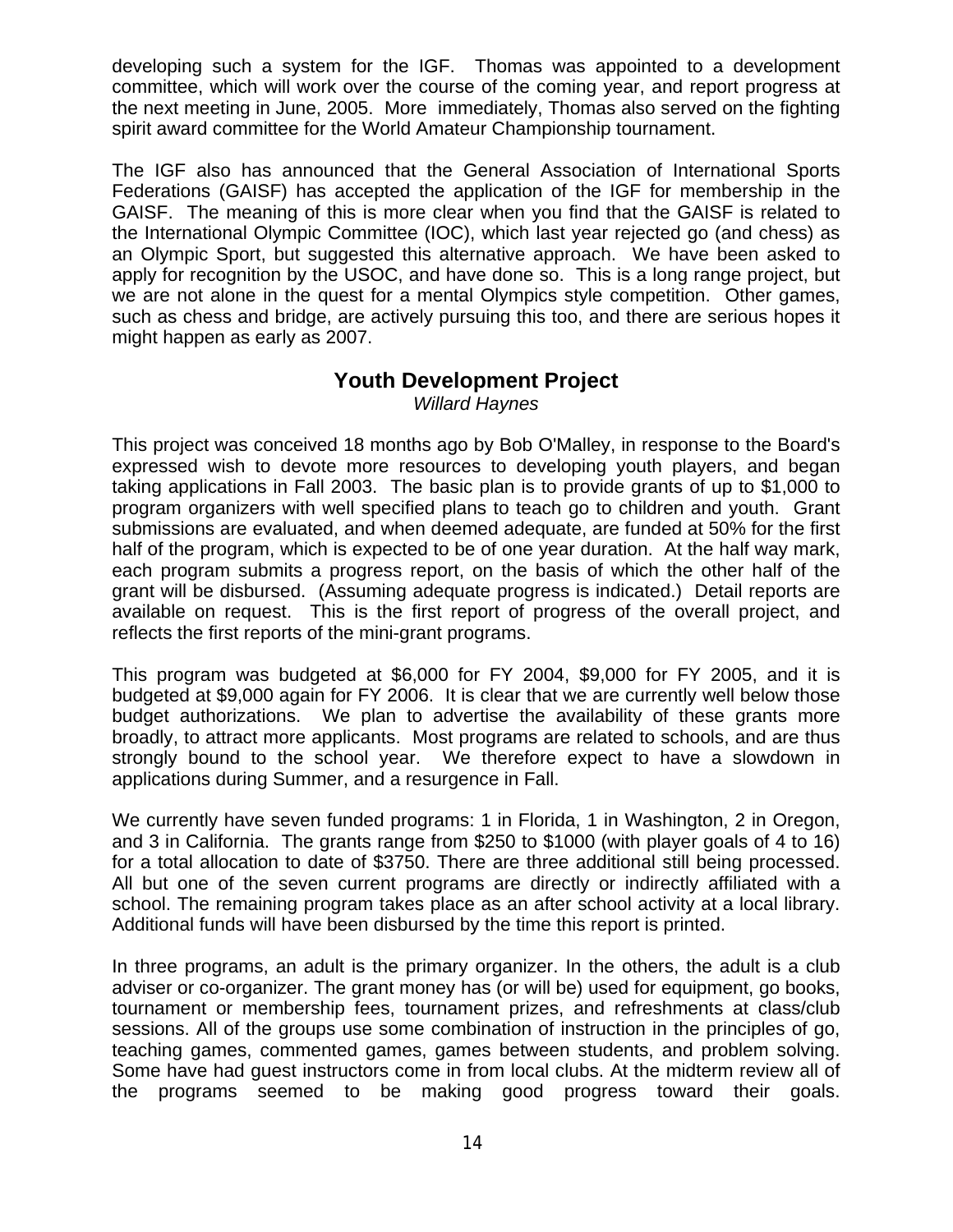developing such a system for the IGF. Thomas was appointed to a development committee, which will work over the course of the coming year, and report progress at the next meeting in June, 2005. More immediately, Thomas also served on the fighting spirit award committee for the World Amateur Championship tournament.

The IGF also has announced that the General Association of International Sports Federations (GAISF) has accepted the application of the IGF for membership in the GAISF. The meaning of this is more clear when you find that the GAISF is related to the International Olympic Committee (IOC), which last year rejected go (and chess) as an Olympic Sport, but suggested this alternative approach. We have been asked to apply for recognition by the USOC, and have done so. This is a long range project, but we are not alone in the quest for a mental Olympics style competition. Other games, such as chess and bridge, are actively pursuing this too, and there are serious hopes it might happen as early as 2007.

## Youth Development Project

*Willard Haynes*

This project was conceived 18 months ago by Bob O'Malley, in response to the Board's expressed wish to devote more resources to developing youth players, and began taking applications in Fall 2003. The basic plan is to provide grants of up to $1,000 to program organizers with well specified plans to teach go to children and youth. Grant submissions are evaluated, and when deemed adequate, are funded at 50% for the first half of the program, which is expected to be of one year duration. At the half way mark, each program submits a progress report, on the basis of which the other half of the grant will be disbursed. (Assuming adequate progress is indicated.) Detail reports are available on request. This is the first report of progress of the overall project, and reflects the first reports of the mini-grant programs.

This program was budgeted at $6,000 for FY 2004, $9,000 for FY 2005, and it is budgeted at $9,000 again for FY 2006. It is clear that we are currently well below those budget authorizations. We plan to advertise the availability of these grants more broadly, to attract more applicants. Most programs are related to schools, and are thus strongly bound to the school year. We therefore expect to have a slowdown in applications during Summer, and a resurgence in Fall.

We currently have seven funded programs: 1 in Florida, 1 in Washington, 2 in Oregon, and 3 in California. The grants range from $250 to $1000 (with player goals of 4 to 16) for a total allocation to date of $3750. There are three additional still being processed. All but one of the seven current programs are directly or indirectly affiliated with a school. The remaining program takes place as an after school activity at a local library. Additional funds will have been disbursed by the time this report is printed.

In three programs, an adult is the primary organizer. In the others, the adult is a club adviser or co-organizer. The grant money has (or will be) used for equipment, go books, tournament or membership fees, tournament prizes, and refreshments at class/club sessions. All of the groups use some combination of instruction in the principles of go, teaching games, commented games, games between students, and problem solving. Some have had guest instructors come in from local clubs. At the midterm review all of the programs seemed to be making good progress toward their goals.